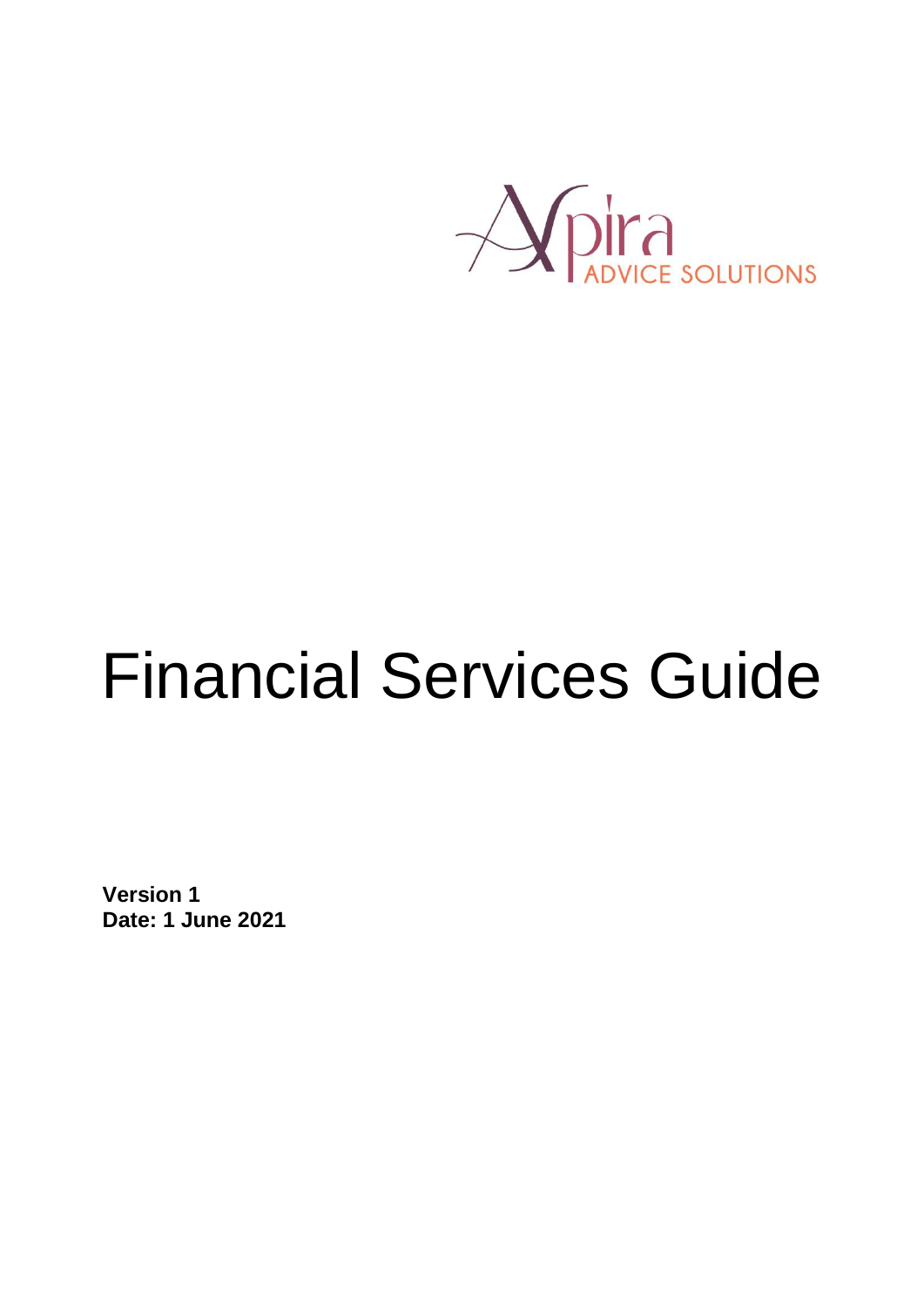Apira ADVICE SOLUTIONS

# Financial Services Guide

**Version 1**
**Date: 1 June 2021**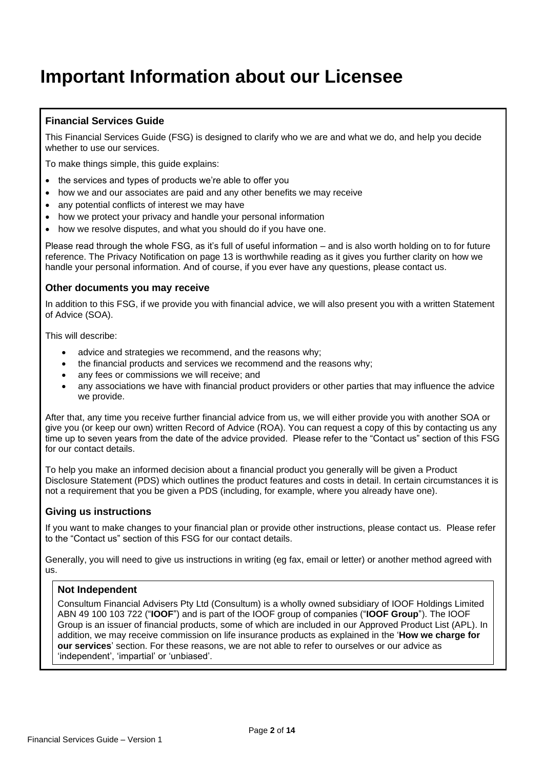# Important Information about our Licensee

### Financial Services Guide

This Financial Services Guide (FSG) is designed to clarify who we are and what we do, and help you decide whether to use our services.

To make things simple, this guide explains:

- the services and types of products we're able to offer you
- how we and our associates are paid and any other benefits we may receive
- any potential conflicts of interest we may have
- how we protect your privacy and handle your personal information
- how we resolve disputes, and what you should do if you have one.

Please read through the whole FSG, as it's full of useful information – and is also worth holding on to for future reference. The Privacy Notification on page 13 is worthwhile reading as it gives you further clarity on how we handle your personal information. And of course, if you ever have any questions, please contact us.

### Other documents you may receive

In addition to this FSG, if we provide you with financial advice, we will also present you with a written Statement of Advice (SOA).

This will describe:

- advice and strategies we recommend, and the reasons why;
- the financial products and services we recommend and the reasons why;
- any fees or commissions we will receive; and
- any associations we have with financial product providers or other parties that may influence the advice we provide.

After that, any time you receive further financial advice from us, we will either provide you with another SOA or give you (or keep our own) written Record of Advice (ROA). You can request a copy of this by contacting us any time up to seven years from the date of the advice provided. Please refer to the "Contact us" section of this FSG for our contact details.

To help you make an informed decision about a financial product you generally will be given a Product Disclosure Statement (PDS) which outlines the product features and costs in detail. In certain circumstances it is not a requirement that you be given a PDS (including, for example, where you already have one).

### Giving us instructions

If you want to make changes to your financial plan or provide other instructions, please contact us. Please refer to the "Contact us" section of this FSG for our contact details.

Generally, you will need to give us instructions in writing (eg fax, email or letter) or another method agreed with us.

#### Not Independent

Consultum Financial Advisers Pty Ltd (Consultum) is a wholly owned subsidiary of IOOF Holdings Limited ABN 49 100 103 722 ("**IOOF**") and is part of the IOOF group of companies ("**IOOF Group**"). The IOOF Group is an issuer of financial products, some of which are included in our Approved Product List (APL). In addition, we may receive commission on life insurance products as explained in the '**How we charge for our services**' section. For these reasons, we are not able to refer to ourselves or our advice as 'independent', 'impartial' or 'unbiased'.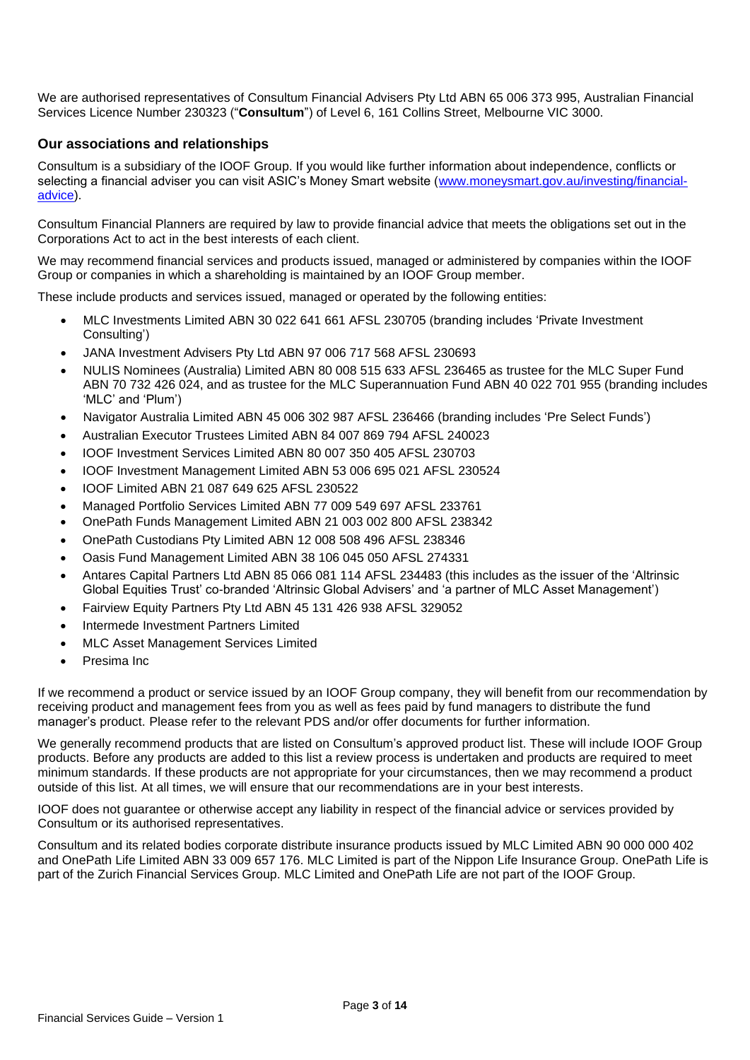We are authorised representatives of Consultum Financial Advisers Pty Ltd ABN 65 006 373 995, Australian Financial Services Licence Number 230323 ("**Consultum**") of Level 6, 161 Collins Street, Melbourne VIC 3000.

## Our associations and relationships

Consultum is a subsidiary of the IOOF Group. If you would like further information about independence, conflicts or selecting a financial adviser you can visit ASIC's Money Smart website ([www.moneysmart.gov.au/investing/financial-advice](www.moneysmart.gov.au/investing/financial-advice)).

Consultum Financial Planners are required by law to provide financial advice that meets the obligations set out in the Corporations Act to act in the best interests of each client.

We may recommend financial services and products issued, managed or administered by companies within the IOOF Group or companies in which a shareholding is maintained by an IOOF Group member.

These include products and services issued, managed or operated by the following entities:

- MLC Investments Limited ABN 30 022 641 661 AFSL 230705 (branding includes 'Private Investment Consulting')
- JANA Investment Advisers Pty Ltd ABN 97 006 717 568 AFSL 230693
- NULIS Nominees (Australia) Limited ABN 80 008 515 633 AFSL 236465 as trustee for the MLC Super Fund ABN 70 732 426 024, and as trustee for the MLC Superannuation Fund ABN 40 022 701 955 (branding includes 'MLC' and 'Plum')
- Navigator Australia Limited ABN 45 006 302 987 AFSL 236466 (branding includes 'Pre Select Funds')
- Australian Executor Trustees Limited ABN 84 007 869 794 AFSL 240023
- IOOF Investment Services Limited ABN 80 007 350 405 AFSL 230703
- IOOF Investment Management Limited ABN 53 006 695 021 AFSL 230524
- IOOF Limited ABN 21 087 649 625 AFSL 230522
- Managed Portfolio Services Limited ABN 77 009 549 697 AFSL 233761
- OnePath Funds Management Limited ABN 21 003 002 800 AFSL 238342
- OnePath Custodians Pty Limited ABN 12 008 508 496 AFSL 238346
- Oasis Fund Management Limited ABN 38 106 045 050 AFSL 274331
- Antares Capital Partners Ltd ABN 85 066 081 114 AFSL 234483 (this includes as the issuer of the 'Altrinsic Global Equities Trust' co-branded 'Altrinsic Global Advisers' and 'a partner of MLC Asset Management')
- Fairview Equity Partners Pty Ltd ABN 45 131 426 938 AFSL 329052
- Intermede Investment Partners Limited
- MLC Asset Management Services Limited
- Presima Inc

If we recommend a product or service issued by an IOOF Group company, they will benefit from our recommendation by receiving product and management fees from you as well as fees paid by fund managers to distribute the fund manager's product. Please refer to the relevant PDS and/or offer documents for further information.

We generally recommend products that are listed on Consultum's approved product list. These will include IOOF Group products. Before any products are added to this list a review process is undertaken and products are required to meet minimum standards. If these products are not appropriate for your circumstances, then we may recommend a product outside of this list. At all times, we will ensure that our recommendations are in your best interests.

IOOF does not guarantee or otherwise accept any liability in respect of the financial advice or services provided by Consultum or its authorised representatives.

Consultum and its related bodies corporate distribute insurance products issued by MLC Limited ABN 90 000 000 402 and OnePath Life Limited ABN 33 009 657 176. MLC Limited is part of the Nippon Life Insurance Group. OnePath Life is part of the Zurich Financial Services Group. MLC Limited and OnePath Life are not part of the IOOF Group.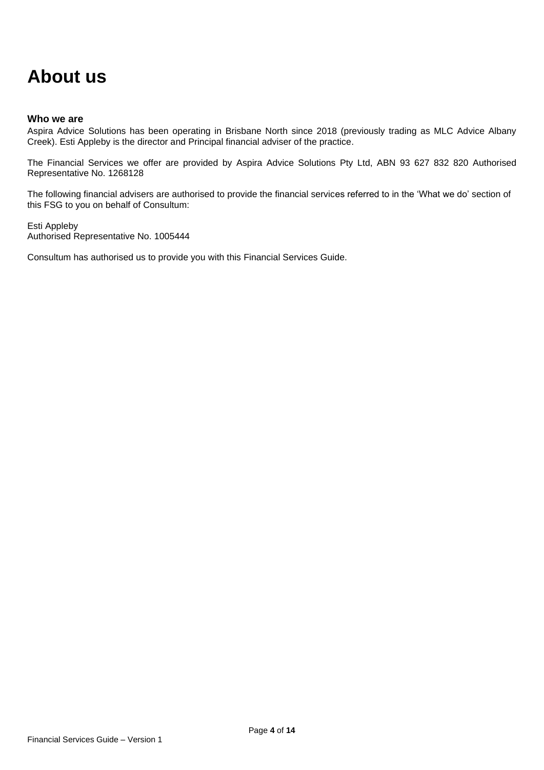# About us

### Who we are

Aspira Advice Solutions has been operating in Brisbane North since 2018 (previously trading as MLC Advice Albany Creek). Esti Appleby is the director and Principal financial adviser of the practice.

The Financial Services we offer are provided by Aspira Advice Solutions Pty Ltd, ABN 93 627 832 820 Authorised Representative No. 1268128

The following financial advisers are authorised to provide the financial services referred to in the 'What we do' section of this FSG to you on behalf of Consultum:

Esti Appleby
Authorised Representative No. 1005444

Consultum has authorised us to provide you with this Financial Services Guide.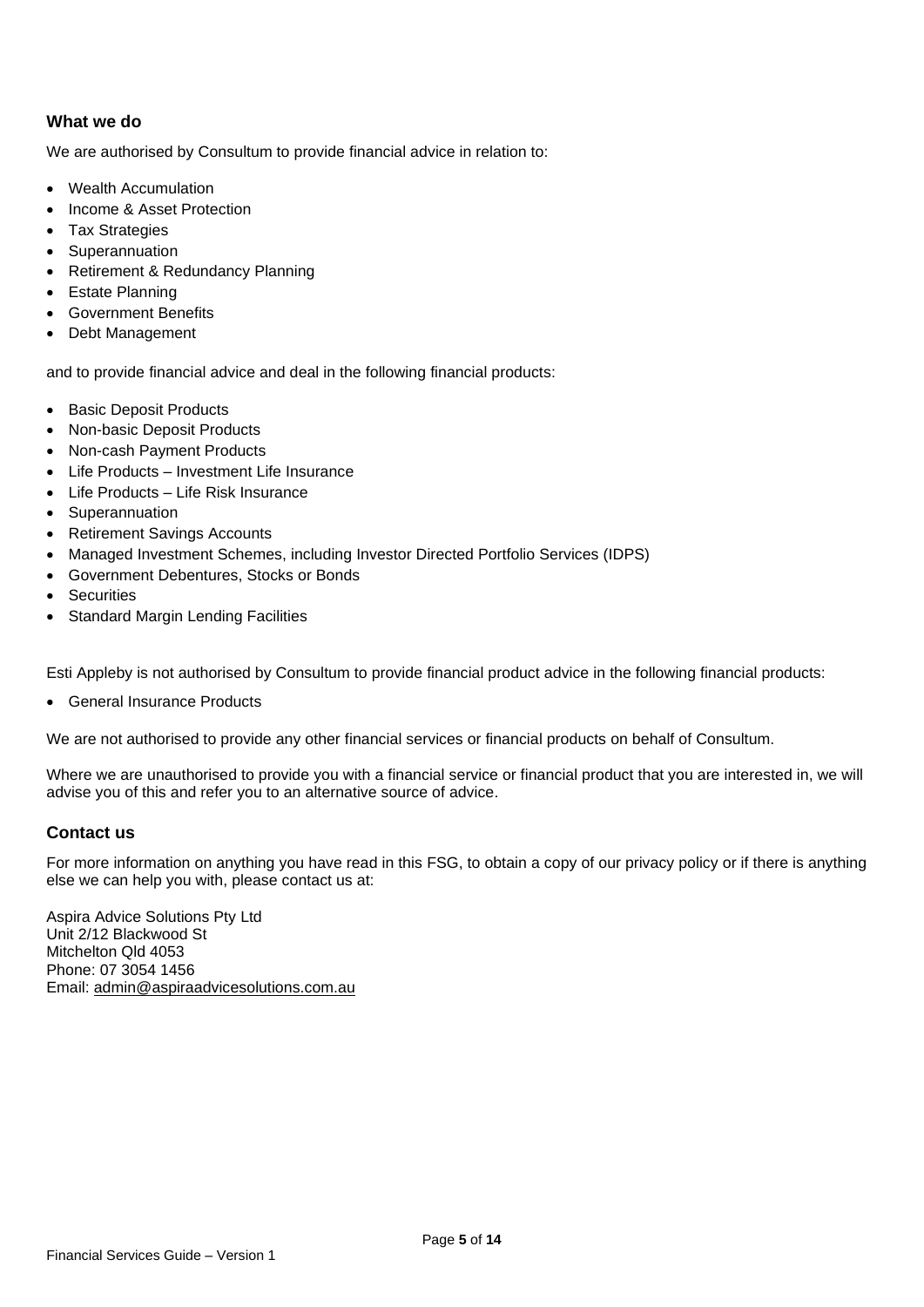## What we do

We are authorised by Consultum to provide financial advice in relation to:

- Wealth Accumulation
- Income & Asset Protection
- Tax Strategies
- Superannuation
- Retirement & Redundancy Planning
- Estate Planning
- Government Benefits
- Debt Management

and to provide financial advice and deal in the following financial products:

- Basic Deposit Products
- Non-basic Deposit Products
- Non-cash Payment Products
- Life Products – Investment Life Insurance
- Life Products – Life Risk Insurance
- Superannuation
- Retirement Savings Accounts
- Managed Investment Schemes, including Investor Directed Portfolio Services (IDPS)
- Government Debentures, Stocks or Bonds
- Securities
- Standard Margin Lending Facilities

Esti Appleby is not authorised by Consultum to provide financial product advice in the following financial products:

- General Insurance Products

We are not authorised to provide any other financial services or financial products on behalf of Consultum.

Where we are unauthorised to provide you with a financial service or financial product that you are interested in, we will advise you of this and refer you to an alternative source of advice.

## Contact us

For more information on anything you have read in this FSG, to obtain a copy of our privacy policy or if there is anything else we can help you with, please contact us at:

Aspira Advice Solutions Pty Ltd
Unit 2/12 Blackwood St
Mitchelton Qld 4053
Phone: 07 3054 1456
Email: admin@aspiraadvicesolutions.com.au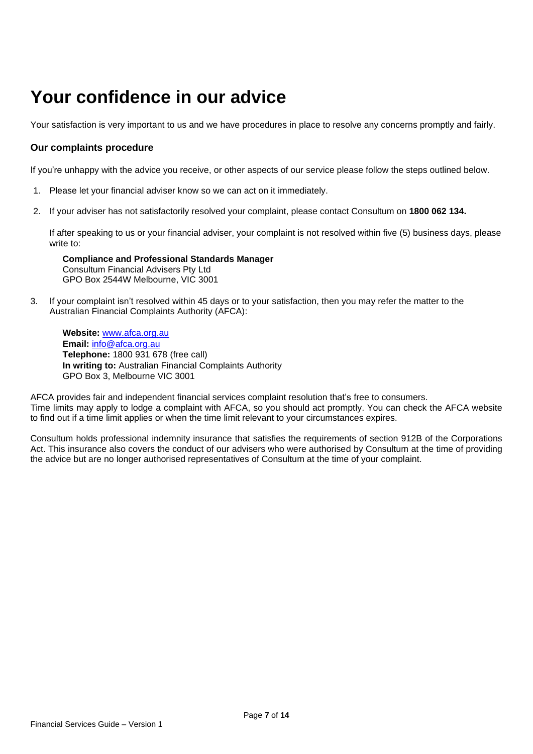# Your confidence in our advice

Your satisfaction is very important to us and we have procedures in place to resolve any concerns promptly and fairly.

### Our complaints procedure

If you're unhappy with the advice you receive, or other aspects of our service please follow the steps outlined below.

1. Please let your financial adviser know so we can act on it immediately.
2. If your adviser has not satisfactorily resolved your complaint, please contact Consultum on **1800 062 134.**

   If after speaking to us or your financial adviser, your complaint is not resolved within five (5) business days, please write to:

   **Compliance and Professional Standards Manager**
   Consultum Financial Advisers Pty Ltd
   GPO Box 2544W Melbourne, VIC 3001

3. If your complaint isn't resolved within 45 days or to your satisfaction, then you may refer the matter to the Australian Financial Complaints Authority (AFCA):

   **Website:** www.afca.org.au
   **Email:** info@afca.org.au
   **Telephone:** 1800 931 678 (free call)
   **In writing to:** Australian Financial Complaints Authority
   GPO Box 3, Melbourne VIC 3001

AFCA provides fair and independent financial services complaint resolution that's free to consumers.
Time limits may apply to lodge a complaint with AFCA, so you should act promptly. You can check the AFCA website to find out if a time limit applies or when the time limit relevant to your circumstances expires.

Consultum holds professional indemnity insurance that satisfies the requirements of section 912B of the Corporations Act. This insurance also covers the conduct of our advisers who were authorised by Consultum at the time of providing the advice but are no longer authorised representatives of Consultum at the time of your complaint.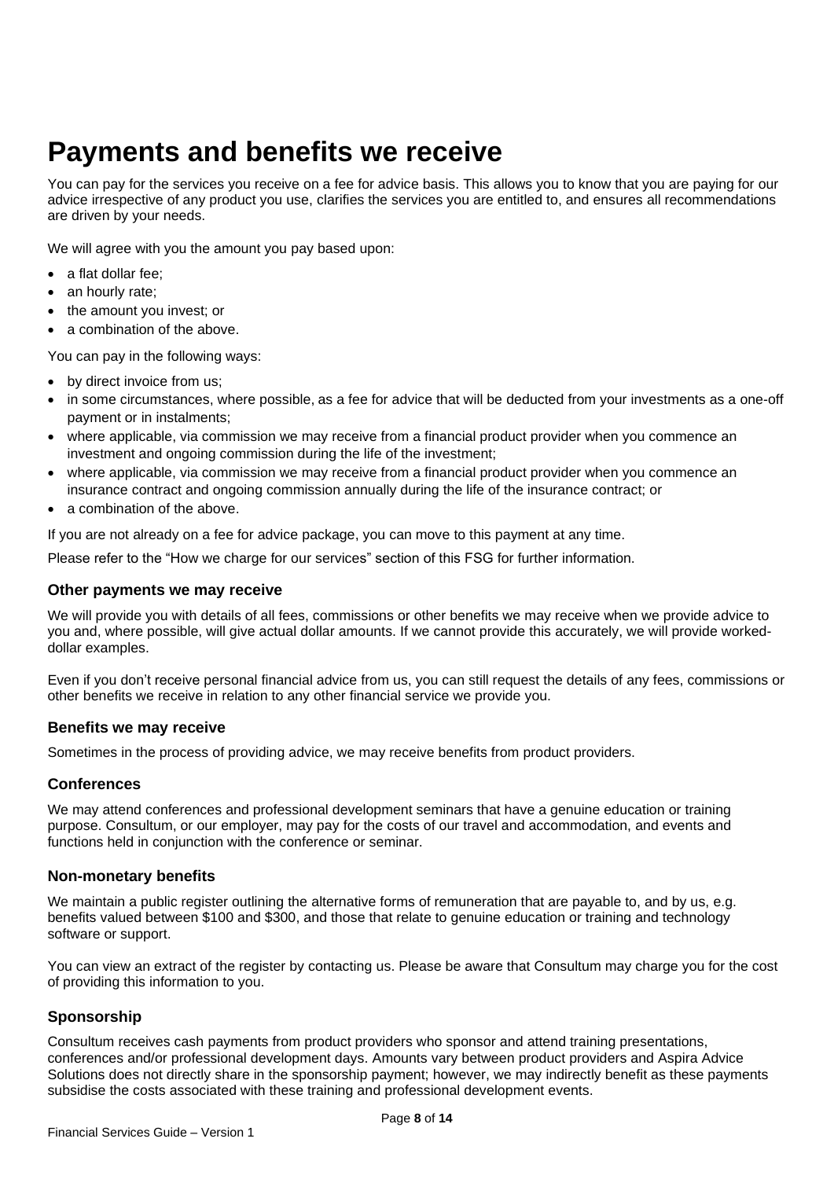# Payments and benefits we receive

You can pay for the services you receive on a fee for advice basis. This allows you to know that you are paying for our advice irrespective of any product you use, clarifies the services you are entitled to, and ensures all recommendations are driven by your needs.

We will agree with you the amount you pay based upon:

- a flat dollar fee;
- an hourly rate;
- the amount you invest; or
- a combination of the above.

You can pay in the following ways:

- by direct invoice from us;
- in some circumstances, where possible, as a fee for advice that will be deducted from your investments as a one-off payment or in instalments;
- where applicable, via commission we may receive from a financial product provider when you commence an investment and ongoing commission during the life of the investment;
- where applicable, via commission we may receive from a financial product provider when you commence an insurance contract and ongoing commission annually during the life of the insurance contract; or
- a combination of the above.

If you are not already on a fee for advice package, you can move to this payment at any time.

Please refer to the "How we charge for our services" section of this FSG for further information.

### Other payments we may receive

We will provide you with details of all fees, commissions or other benefits we may receive when we provide advice to you and, where possible, will give actual dollar amounts. If we cannot provide this accurately, we will provide worked-dollar examples.

Even if you don't receive personal financial advice from us, you can still request the details of any fees, commissions or other benefits we receive in relation to any other financial service we provide you.

### Benefits we may receive

Sometimes in the process of providing advice, we may receive benefits from product providers.

### Conferences

We may attend conferences and professional development seminars that have a genuine education or training purpose. Consultum, or our employer, may pay for the costs of our travel and accommodation, and events and functions held in conjunction with the conference or seminar.

### Non-monetary benefits

We maintain a public register outlining the alternative forms of remuneration that are payable to, and by us, e.g. benefits valued between $100 and $300, and those that relate to genuine education or training and technology software or support.

You can view an extract of the register by contacting us. Please be aware that Consultum may charge you for the cost of providing this information to you.

### Sponsorship

Consultum receives cash payments from product providers who sponsor and attend training presentations, conferences and/or professional development days. Amounts vary between product providers and Aspira Advice Solutions does not directly share in the sponsorship payment; however, we may indirectly benefit as these payments subsidise the costs associated with these training and professional development events.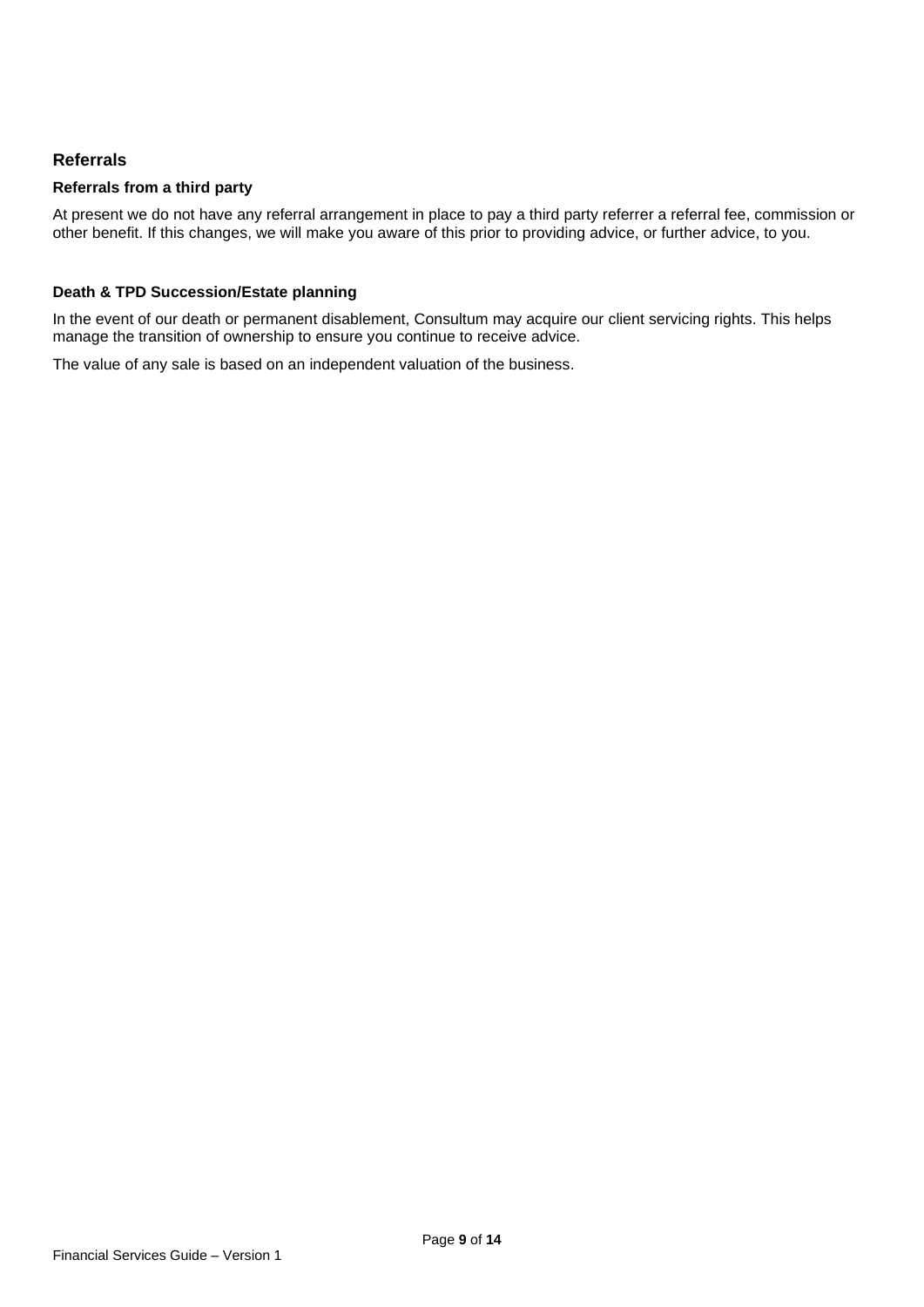## Referrals

### Referrals from a third party

At present we do not have any referral arrangement in place to pay a third party referrer a referral fee, commission or other benefit. If this changes, we will make you aware of this prior to providing advice, or further advice, to you.

### Death & TPD Succession/Estate planning

In the event of our death or permanent disablement, Consultum may acquire our client servicing rights. This helps manage the transition of ownership to ensure you continue to receive advice.

The value of any sale is based on an independent valuation of the business.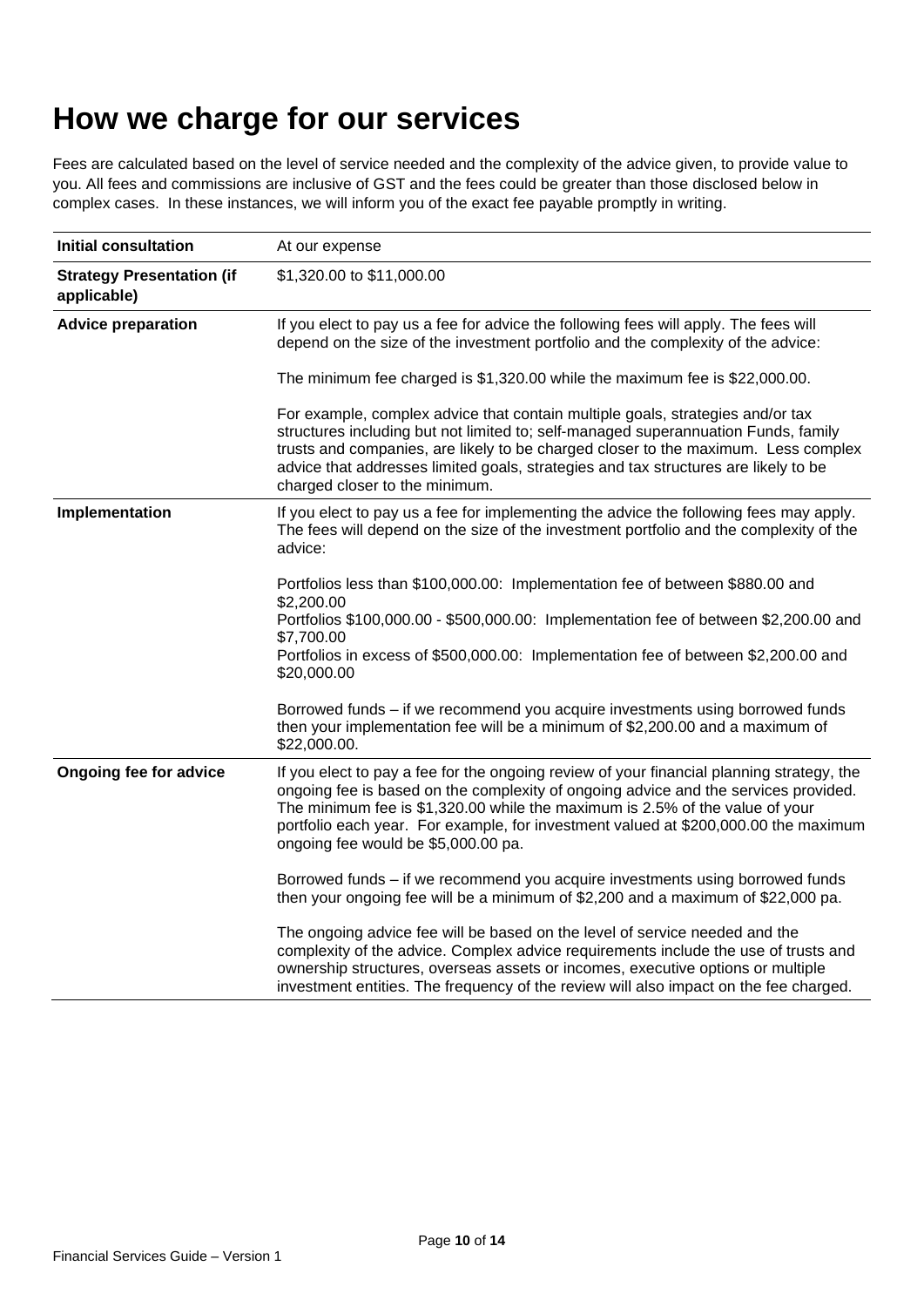# How we charge for our services

Fees are calculated based on the level of service needed and the complexity of the advice given, to provide value to you. All fees and commissions are inclusive of GST and the fees could be greater than those disclosed below in complex cases. In these instances, we will inform you of the exact fee payable promptly in writing.

| | |
|---|---|
| **Initial consultation** | At our expense |
| **Strategy Presentation (if applicable)** | $1,320.00 to $11,000.00 |
| **Advice preparation** | If you elect to pay us a fee for advice the following fees will apply. The fees will depend on the size of the investment portfolio and the complexity of the advice:<br><br>The minimum fee charged is $1,320.00 while the maximum fee is $22,000.00.<br><br>For example, complex advice that contain multiple goals, strategies and/or tax structures including but not limited to; self-managed superannuation Funds, family trusts and companies, are likely to be charged closer to the maximum. Less complex advice that addresses limited goals, strategies and tax structures are likely to be charged closer to the minimum. |
| **Implementation** | If you elect to pay us a fee for implementing the advice the following fees may apply. The fees will depend on the size of the investment portfolio and the complexity of the advice:<br><br>Portfolios less than $100,000.00: Implementation fee of between $880.00 and $2,200.00<br>Portfolios $100,000.00 - $500,000.00: Implementation fee of between $2,200.00 and $7,700.00<br>Portfolios in excess of $500,000.00: Implementation fee of between $2,200.00 and $20,000.00<br><br>Borrowed funds – if we recommend you acquire investments using borrowed funds then your implementation fee will be a minimum of $2,200.00 and a maximum of $22,000.00. |
| **Ongoing fee for advice** | If you elect to pay a fee for the ongoing review of your financial planning strategy, the ongoing fee is based on the complexity of ongoing advice and the services provided. The minimum fee is $1,320.00 while the maximum is 2.5% of the value of your portfolio each year. For example, for investment valued at $200,000.00 the maximum ongoing fee would be $5,000.00 pa.<br><br>Borrowed funds – if we recommend you acquire investments using borrowed funds then your ongoing fee will be a minimum of $2,200 and a maximum of $22,000 pa.<br><br>The ongoing advice fee will be based on the level of service needed and the complexity of the advice. Complex advice requirements include the use of trusts and ownership structures, overseas assets or incomes, executive options or multiple investment entities. The frequency of the review will also impact on the fee charged. |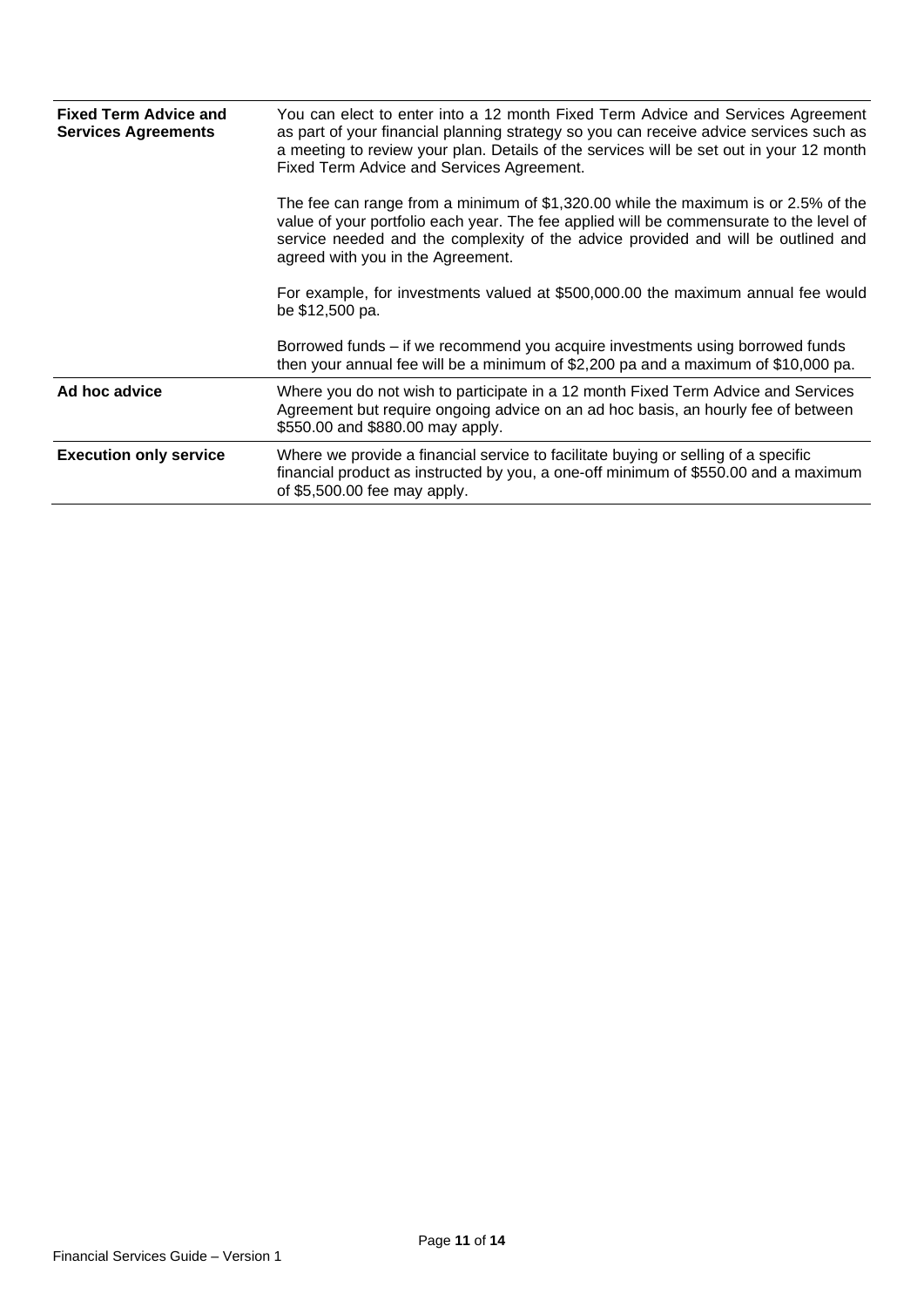| | |
|---|---|
| **Fixed Term Advice and Services Agreements** | You can elect to enter into a 12 month Fixed Term Advice and Services Agreement as part of your financial planning strategy so you can receive advice services such as a meeting to review your plan. Details of the services will be set out in your 12 month Fixed Term Advice and Services Agreement.<br><br>The fee can range from a minimum of $1,320.00 while the maximum is or 2.5% of the value of your portfolio each year. The fee applied will be commensurate to the level of service needed and the complexity of the advice provided and will be outlined and agreed with you in the Agreement.<br><br>For example, for investments valued at $500,000.00 the maximum annual fee would be $12,500 pa.<br><br>Borrowed funds – if we recommend you acquire investments using borrowed funds then your annual fee will be a minimum of $2,200 pa and a maximum of $10,000 pa. |
| **Ad hoc advice** | Where you do not wish to participate in a 12 month Fixed Term Advice and Services Agreement but require ongoing advice on an ad hoc basis, an hourly fee of between $550.00 and $880.00 may apply. |
| **Execution only service** | Where we provide a financial service to facilitate buying or selling of a specific financial product as instructed by you, a one-off minimum of $550.00 and a maximum of $5,500.00 fee may apply. |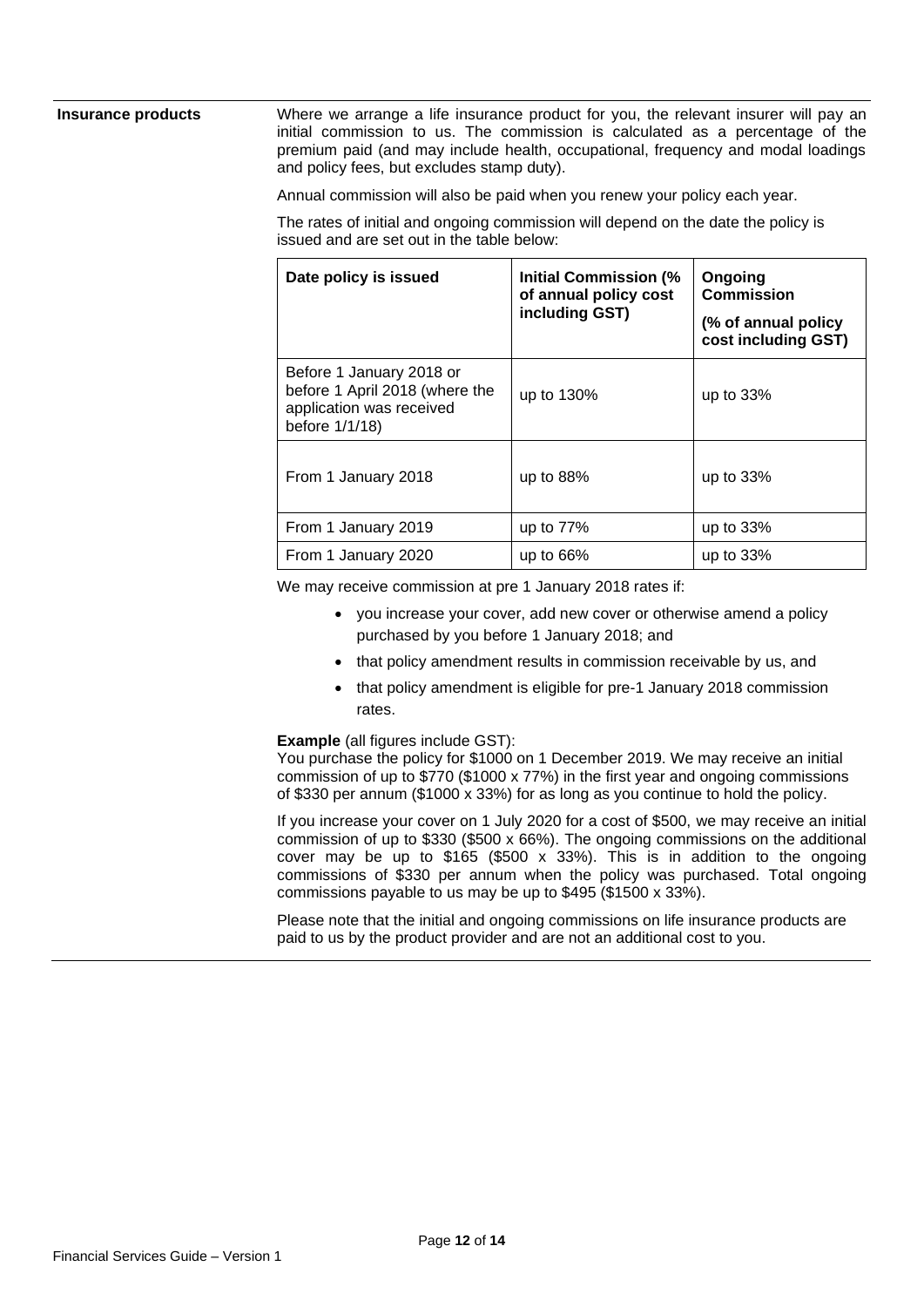## Insurance products

Where we arrange a life insurance product for you, the relevant insurer will pay an initial commission to us. The commission is calculated as a percentage of the premium paid (and may include health, occupational, frequency and modal loadings and policy fees, but excludes stamp duty).

Annual commission will also be paid when you renew your policy each year.

The rates of initial and ongoing commission will depend on the date the policy is issued and are set out in the table below:

| Date policy is issued | Initial Commission (% of annual policy cost including GST) | Ongoing Commission (% of annual policy cost including GST) |
|---|---|---|
| Before 1 January 2018 or before 1 April 2018 (where the application was received before 1/1/18) | up to 130% | up to 33% |
| From 1 January 2018 | up to 88% | up to 33% |
| From 1 January 2019 | up to 77% | up to 33% |
| From 1 January 2020 | up to 66% | up to 33% |

We may receive commission at pre 1 January 2018 rates if:

- you increase your cover, add new cover or otherwise amend a policy purchased by you before 1 January 2018; and
- that policy amendment results in commission receivable by us, and
- that policy amendment is eligible for pre-1 January 2018 commission rates.

**Example** (all figures include GST):
You purchase the policy for $1000 on 1 December 2019. We may receive an initial commission of up to $770 ($1000 x 77%) in the first year and ongoing commissions of $330 per annum ($1000 x 33%) for as long as you continue to hold the policy.

If you increase your cover on 1 July 2020 for a cost of $500, we may receive an initial commission of up to $330 ($500 x 66%). The ongoing commissions on the additional cover may be up to $165 ($500 x 33%). This is in addition to the ongoing commissions of $330 per annum when the policy was purchased. Total ongoing commissions payable to us may be up to $495 ($1500 x 33%).

Please note that the initial and ongoing commissions on life insurance products are paid to us by the product provider and are not an additional cost to you.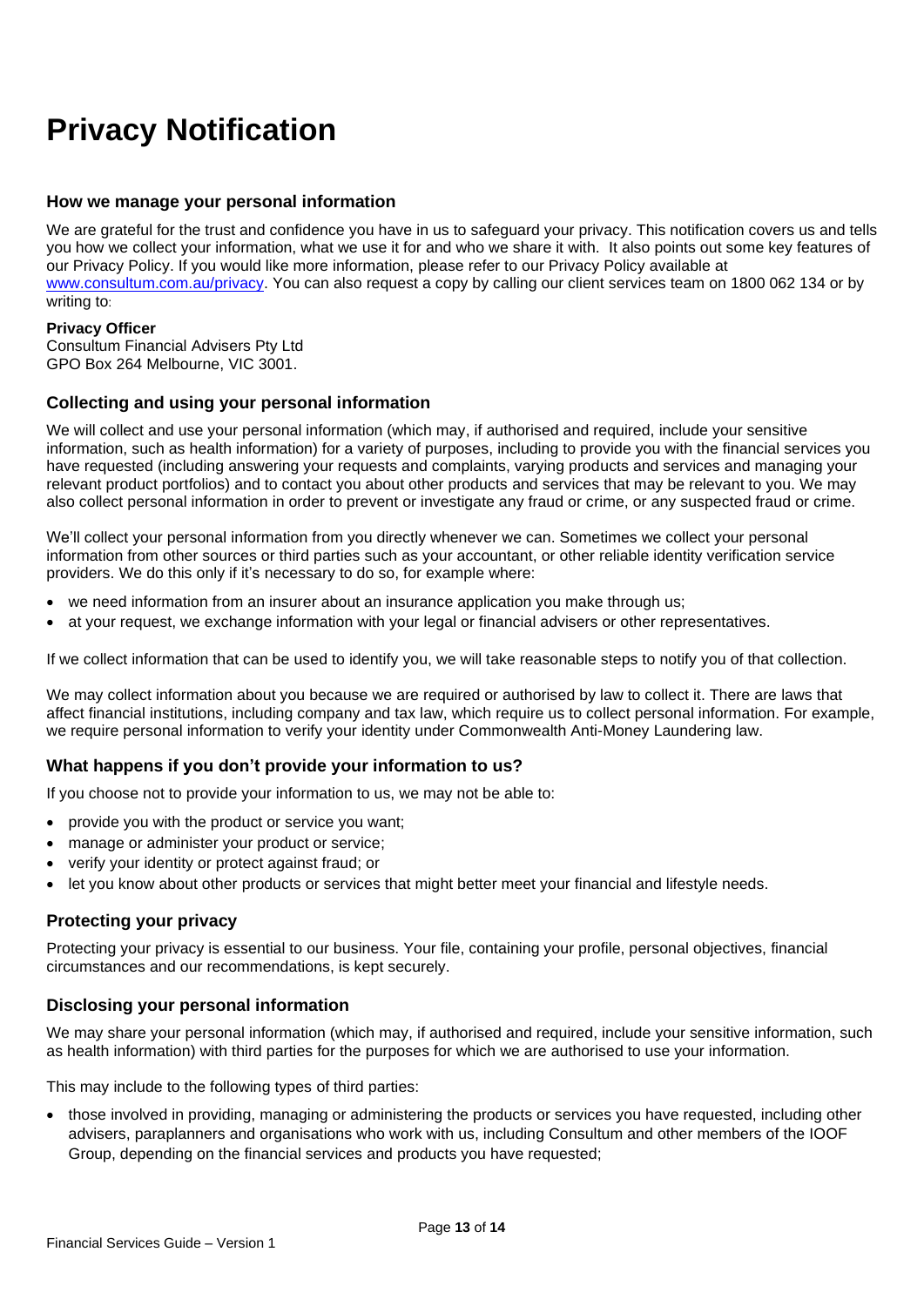# Privacy Notification

## How we manage your personal information

We are grateful for the trust and confidence you have in us to safeguard your privacy. This notification covers us and tells you how we collect your information, what we use it for and who we share it with. It also points out some key features of our Privacy Policy. If you would like more information, please refer to our Privacy Policy available at www.consultum.com.au/privacy. You can also request a copy by calling our client services team on 1800 062 134 or by writing to:

**Privacy Officer**
Consultum Financial Advisers Pty Ltd
GPO Box 264 Melbourne, VIC 3001.

## Collecting and using your personal information

We will collect and use your personal information (which may, if authorised and required, include your sensitive information, such as health information) for a variety of purposes, including to provide you with the financial services you have requested (including answering your requests and complaints, varying products and services and managing your relevant product portfolios) and to contact you about other products and services that may be relevant to you. We may also collect personal information in order to prevent or investigate any fraud or crime, or any suspected fraud or crime.

We'll collect your personal information from you directly whenever we can. Sometimes we collect your personal information from other sources or third parties such as your accountant, or other reliable identity verification service providers. We do this only if it's necessary to do so, for example where:

- we need information from an insurer about an insurance application you make through us;
- at your request, we exchange information with your legal or financial advisers or other representatives.

If we collect information that can be used to identify you, we will take reasonable steps to notify you of that collection.

We may collect information about you because we are required or authorised by law to collect it. There are laws that affect financial institutions, including company and tax law, which require us to collect personal information. For example, we require personal information to verify your identity under Commonwealth Anti-Money Laundering law.

## What happens if you don't provide your information to us?

If you choose not to provide your information to us, we may not be able to:

- provide you with the product or service you want;
- manage or administer your product or service;
- verify your identity or protect against fraud; or
- let you know about other products or services that might better meet your financial and lifestyle needs.

## Protecting your privacy

Protecting your privacy is essential to our business. Your file, containing your profile, personal objectives, financial circumstances and our recommendations, is kept securely.

## Disclosing your personal information

We may share your personal information (which may, if authorised and required, include your sensitive information, such as health information) with third parties for the purposes for which we are authorised to use your information.

This may include to the following types of third parties:

- those involved in providing, managing or administering the products or services you have requested, including other advisers, paraplanners and organisations who work with us, including Consultum and other members of the IOOF Group, depending on the financial services and products you have requested;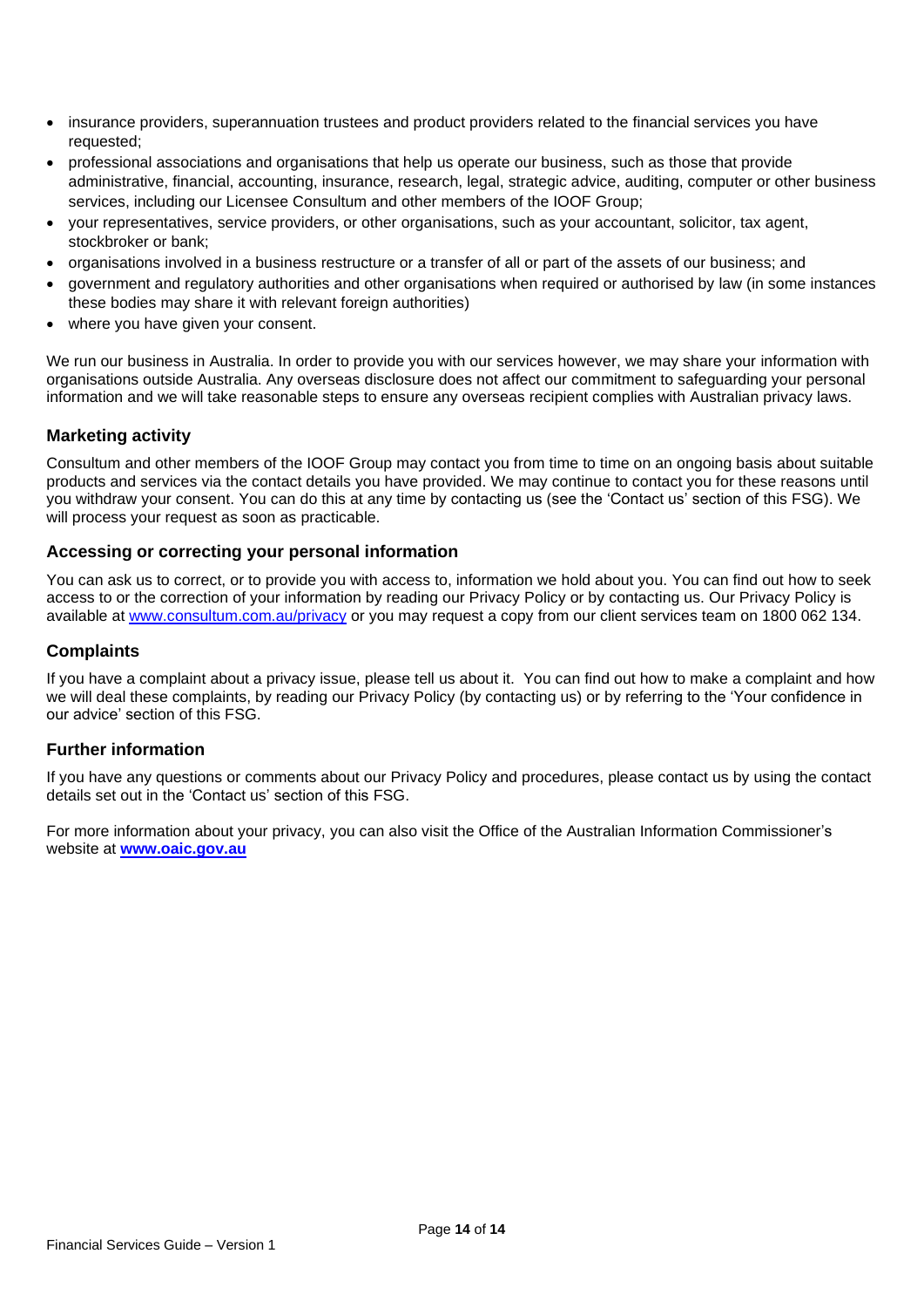- insurance providers, superannuation trustees and product providers related to the financial services you have requested;
- professional associations and organisations that help us operate our business, such as those that provide administrative, financial, accounting, insurance, research, legal, strategic advice, auditing, computer or other business services, including our Licensee Consultum and other members of the IOOF Group;
- your representatives, service providers, or other organisations, such as your accountant, solicitor, tax agent, stockbroker or bank;
- organisations involved in a business restructure or a transfer of all or part of the assets of our business; and
- government and regulatory authorities and other organisations when required or authorised by law (in some instances these bodies may share it with relevant foreign authorities)
- where you have given your consent.

We run our business in Australia. In order to provide you with our services however, we may share your information with organisations outside Australia. Any overseas disclosure does not affect our commitment to safeguarding your personal information and we will take reasonable steps to ensure any overseas recipient complies with Australian privacy laws.

### Marketing activity

Consultum and other members of the IOOF Group may contact you from time to time on an ongoing basis about suitable products and services via the contact details you have provided. We may continue to contact you for these reasons until you withdraw your consent. You can do this at any time by contacting us (see the 'Contact us' section of this FSG). We will process your request as soon as practicable.

### Accessing or correcting your personal information

You can ask us to correct, or to provide you with access to, information we hold about you. You can find out how to seek access to or the correction of your information by reading our Privacy Policy or by contacting us. Our Privacy Policy is available at [www.consultum.com.au/privacy](http://www.consultum.com.au/privacy) or you may request a copy from our client services team on 1800 062 134.

### Complaints

If you have a complaint about a privacy issue, please tell us about it. You can find out how to make a complaint and how we will deal these complaints, by reading our Privacy Policy (by contacting us) or by referring to the 'Your confidence in our advice' section of this FSG.

### Further information

If you have any questions or comments about our Privacy Policy and procedures, please contact us by using the contact details set out in the 'Contact us' section of this FSG.

For more information about your privacy, you can also visit the Office of the Australian Information Commissioner's website at **[www.oaic.gov.au](http://www.oaic.gov.au)**